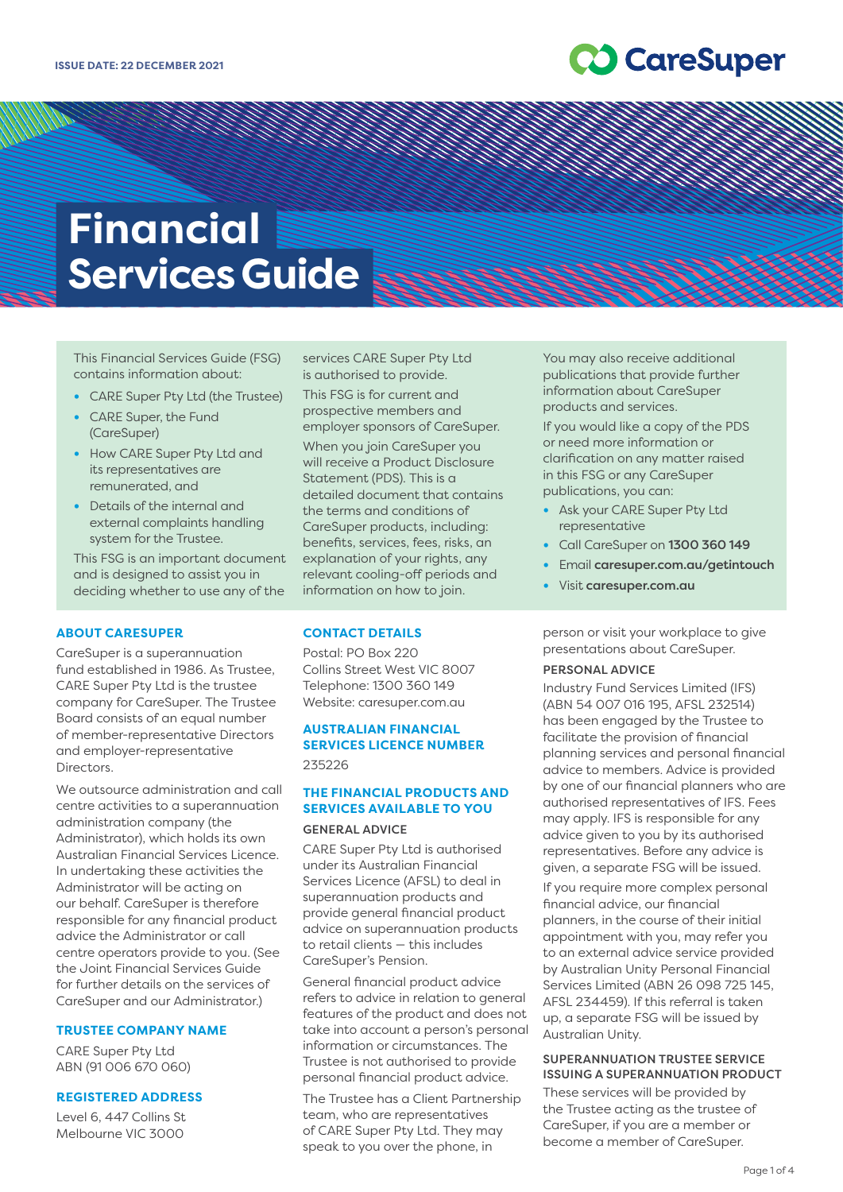ISSUE DATE: 22 DECEMBER 2021

CareSuper

# Financial Services Guide

This Financial Services Guide (FSG) contains information about:

- CARE Super Pty Ltd (the Trustee)
- CARE Super, the Fund (CareSuper)
- How CARE Super Pty Ltd and its representatives are remunerated, and
- Details of the internal and external complaints handling system for the Trustee.

This FSG is an important document and is designed to assist you in deciding whether to use any of the services CARE Super Pty Ltd is authorised to provide.

This FSG is for current and prospective members and employer sponsors of CareSuper.

When you join CareSuper you will receive a Product Disclosure Statement (PDS). This is a detailed document that contains the terms and conditions of CareSuper products, including: benefits, services, fees, risks, an explanation of your rights, any relevant cooling-off periods and information on how to join.

You may also receive additional publications that provide further information about CareSuper products and services.

If you would like a copy of the PDS or need more information or clarification on any matter raised in this FSG or any CareSuper publications, you can:

- Ask your CARE Super Pty Ltd representative
- Call CareSuper on **1300 360 149**
- Email **caresuper.com.au/getintouch**
- Visit **caresuper.com.au**

## ABOUT CARESUPER

CareSuper is a superannuation fund established in 1986. As Trustee, CARE Super Pty Ltd is the trustee company for CareSuper. The Trustee Board consists of an equal number of member-representative Directors and employer-representative Directors.

We outsource administration and call centre activities to a superannuation administration company (the Administrator), which holds its own Australian Financial Services Licence. In undertaking these activities the Administrator will be acting on our behalf. CareSuper is therefore responsible for any financial product advice the Administrator or call centre operators provide to you. (See the Joint Financial Services Guide for further details on the services of CareSuper and our Administrator.)

## TRUSTEE COMPANY NAME

CARE Super Pty Ltd
ABN (91 006 670 060)

## REGISTERED ADDRESS

Level 6, 447 Collins St
Melbourne VIC 3000

## CONTACT DETAILS

Postal: PO Box 220
Collins Street West VIC 8007
Telephone: 1300 360 149
Website: caresuper.com.au

## AUSTRALIAN FINANCIAL SERVICES LICENCE NUMBER

235226

## THE FINANCIAL PRODUCTS AND SERVICES AVAILABLE TO YOU

### GENERAL ADVICE

CARE Super Pty Ltd is authorised under its Australian Financial Services Licence (AFSL) to deal in superannuation products and provide general financial product advice on superannuation products to retail clients — this includes CareSuper's Pension.

General financial product advice refers to advice in relation to general features of the product and does not take into account a person's personal information or circumstances. The Trustee is not authorised to provide personal financial product advice.

The Trustee has a Client Partnership team, who are representatives of CARE Super Pty Ltd. They may speak to you over the phone, in person or visit your workplace to give presentations about CareSuper.

### PERSONAL ADVICE

Industry Fund Services Limited (IFS) (ABN 54 007 016 195, AFSL 232514) has been engaged by the Trustee to facilitate the provision of financial planning services and personal financial advice to members. Advice is provided by one of our financial planners who are authorised representatives of IFS. Fees may apply. IFS is responsible for any advice given to you by its authorised representatives. Before any advice is given, a separate FSG will be issued.

If you require more complex personal financial advice, our financial planners, in the course of their initial appointment with you, may refer you to an external advice service provided by Australian Unity Personal Financial Services Limited (ABN 26 098 725 145, AFSL 234459). If this referral is taken up, a separate FSG will be issued by Australian Unity.

### SUPERANNUATION TRUSTEE SERVICE ISSUING A SUPERANNUATION PRODUCT

These services will be provided by the Trustee acting as the trustee of CareSuper, if you are a member or become a member of CareSuper.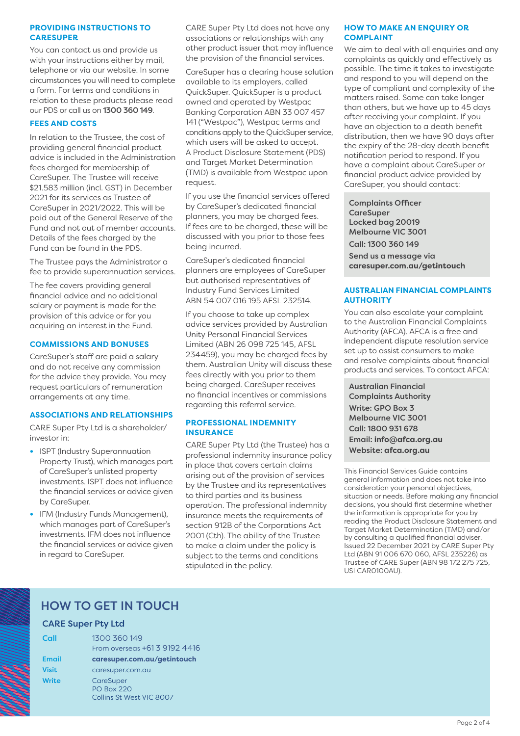## PROVIDING INSTRUCTIONS TO CARESUPER

You can contact us and provide us with your instructions either by mail, telephone or via our website. In some circumstances you will need to complete a form. For terms and conditions in relation to these products please read our PDS or call us on **1300 360 149**.

## FEES AND COSTS

In relation to the Trustee, the cost of providing general financial product advice is included in the Administration fees charged for membership of CareSuper. The Trustee will receive $21.583 million (incl. GST) in December 2021 for its services as Trustee of CareSuper in 2021/2022. This will be paid out of the General Reserve of the Fund and not out of member accounts. Details of the fees charged by the Fund can be found in the PDS.

The Trustee pays the Administrator a fee to provide superannuation services.

The fee covers providing general financial advice and no additional salary or payment is made for the provision of this advice or for you acquiring an interest in the Fund.

## COMMISSIONS AND BONUSES

CareSuper's staff are paid a salary and do not receive any commission for the advice they provide. You may request particulars of remuneration arrangements at any time.

## ASSOCIATIONS AND RELATIONSHIPS

CARE Super Pty Ltd is a shareholder/investor in:

- ISPT (Industry Superannuation Property Trust), which manages part of CareSuper's unlisted property investments. ISPT does not influence the financial services or advice given by CareSuper.
- IFM (Industry Funds Management), which manages part of CareSuper's investments. IFM does not influence the financial services or advice given in regard to CareSuper.

CARE Super Pty Ltd does not have any associations or relationships with any other product issuer that may influence the provision of the financial services.

CareSuper has a clearing house solution available to its employers, called QuickSuper. QuickSuper is a product owned and operated by Westpac Banking Corporation ABN 33 007 457 141 ("Westpac"), Westpac terms and conditions apply to the QuickSuper service, which users will be asked to accept. A Product Disclosure Statement (PDS) and Target Market Determination (TMD) is available from Westpac upon request.

If you use the financial services offered by CareSuper's dedicated financial planners, you may be charged fees. If fees are to be charged, these will be discussed with you prior to those fees being incurred.

CareSuper's dedicated financial planners are employees of CareSuper but authorised representatives of Industry Fund Services Limited ABN 54 007 016 195 AFSL 232514.

If you choose to take up complex advice services provided by Australian Unity Personal Financial Services Limited (ABN 26 098 725 145, AFSL 234459), you may be charged fees by them. Australian Unity will discuss these fees directly with you prior to them being charged. CareSuper receives no financial incentives or commissions regarding this referral service.

## PROFESSIONAL INDEMNITY INSURANCE

CARE Super Pty Ltd (the Trustee) has a professional indemnity insurance policy in place that covers certain claims arising out of the provision of services by the Trustee and its representatives to third parties and its business operation. The professional indemnity insurance meets the requirements of section 912B of the Corporations Act 2001 (Cth). The ability of the Trustee to make a claim under the policy is subject to the terms and conditions stipulated in the policy.

## HOW TO MAKE AN ENQUIRY OR COMPLAINT

We aim to deal with all enquiries and any complaints as quickly and effectively as possible. The time it takes to investigate and respond to you will depend on the type of compliant and complexity of the matters raised. Some can take longer than others, but we have up to 45 days after receiving your complaint. If you have an objection to a death benefit distribution, then we have 90 days after the expiry of the 28-day death benefit notification period to respond. If you have a complaint about CareSuper or financial product advice provided by CareSuper, you should contact:

**Complaints Officer**
**CareSuper**
**Locked bag 20019**
**Melbourne VIC 3001**
**Call: 1300 360 149**
**Send us a message via caresuper.com.au/getintouch**

## AUSTRALIAN FINANCIAL COMPLAINTS AUTHORITY

You can also escalate your complaint to the Australian Financial Complaints Authority (AFCA). AFCA is a free and independent dispute resolution service set up to assist consumers to make and resolve complaints about financial products and services. To contact AFCA:

**Australian Financial Complaints Authority**
**Write: GPO Box 3**
**Melbourne VIC 3001**
**Call: 1800 931 678**
**Email: info@afca.org.au**
**Website: afca.org.au**

This Financial Services Guide contains general information and does not take into consideration your personal objectives, situation or needs. Before making any financial decisions, you should first determine whether the information is appropriate for you by reading the Product Disclosure Statement and Target Market Determination (TMD) and/or by consulting a qualified financial adviser. Issued 22 December 2021 by CARE Super Pty Ltd (ABN 91 006 670 060, AFSL 235226) as Trustee of CARE Super (ABN 98 172 275 725, USI CAR0100AU).

## HOW TO GET IN TOUCH

### CARE Super Pty Ltd

| | |
|---|---|
| **Call** | 1300 360 149<br>From overseas +61 3 9192 4416 |
| **Email** | **caresuper.com.au/getintouch** |
| **Visit** | caresuper.com.au |
| **Write** | CareSuper<br>PO Box 220<br>Collins St West VIC 8007 |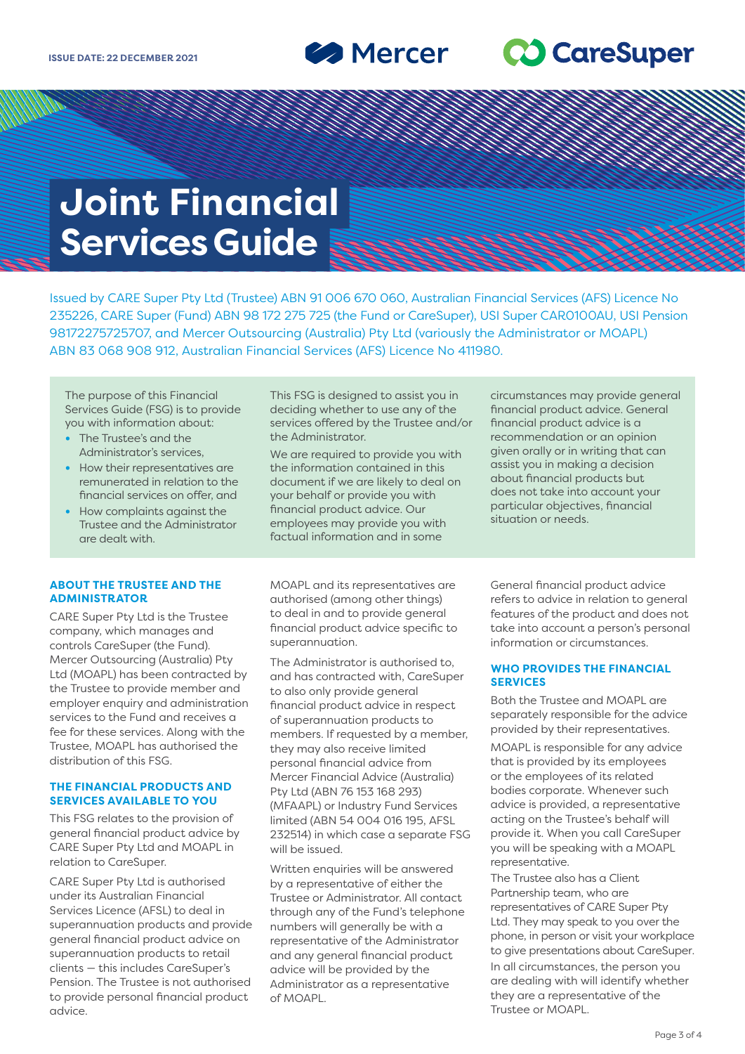ISSUE DATE: 22 DECEMBER 2021

# Joint Financial Services Guide

Issued by CARE Super Pty Ltd (Trustee) ABN 91 006 670 060, Australian Financial Services (AFS) Licence No 235226, CARE Super (Fund) ABN 98 172 275 725 (the Fund or CareSuper), USI Super CAR0100AU, USI Pension 98172275725707, and Mercer Outsourcing (Australia) Pty Ltd (variously the Administrator or MOAPL) ABN 83 068 908 912, Australian Financial Services (AFS) Licence No 411980.

The purpose of this Financial Services Guide (FSG) is to provide you with information about:

- The Trustee's and the Administrator's services,
- How their representatives are remunerated in relation to the financial services on offer, and
- How complaints against the Trustee and the Administrator are dealt with.

This FSG is designed to assist you in deciding whether to use any of the services offered by the Trustee and/or the Administrator.

We are required to provide you with the information contained in this document if we are likely to deal on your behalf or provide you with financial product advice. Our employees may provide you with factual information and in some circumstances may provide general financial product advice. General financial product advice is a recommendation or an opinion given orally or in writing that can assist you in making a decision about financial products but does not take into account your particular objectives, financial situation or needs.

## ABOUT THE TRUSTEE AND THE ADMINISTRATOR

CARE Super Pty Ltd is the Trustee company, which manages and controls CareSuper (the Fund). Mercer Outsourcing (Australia) Pty Ltd (MOAPL) has been contracted by the Trustee to provide member and employer enquiry and administration services to the Fund and receives a fee for these services. Along with the Trustee, MOAPL has authorised the distribution of this FSG.

## THE FINANCIAL PRODUCTS AND SERVICES AVAILABLE TO YOU

This FSG relates to the provision of general financial product advice by CARE Super Pty Ltd and MOAPL in relation to CareSuper.

CARE Super Pty Ltd is authorised under its Australian Financial Services Licence (AFSL) to deal in superannuation products and provide general financial product advice on superannuation products to retail clients — this includes CareSuper's Pension. The Trustee is not authorised to provide personal financial product advice.

MOAPL and its representatives are authorised (among other things) to deal in and to provide general financial product advice specific to superannuation.

The Administrator is authorised to, and has contracted with, CareSuper to also only provide general financial product advice in respect of superannuation products to members. If requested by a member, they may also receive limited personal financial advice from Mercer Financial Advice (Australia) Pty Ltd (ABN 76 153 168 293) (MFAAPL) or Industry Fund Services limited (ABN 54 004 016 195, AFSL 232514) in which case a separate FSG will be issued.

Written enquiries will be answered by a representative of either the Trustee or Administrator. All contact through any of the Fund's telephone numbers will generally be with a representative of the Administrator and any general financial product advice will be provided by the Administrator as a representative of MOAPL.

General financial product advice refers to advice in relation to general features of the product and does not take into account a person's personal information or circumstances.

## WHO PROVIDES THE FINANCIAL SERVICES

Both the Trustee and MOAPL are separately responsible for the advice provided by their representatives.

MOAPL is responsible for any advice that is provided by its employees or the employees of its related bodies corporate. Whenever such advice is provided, a representative acting on the Trustee's behalf will provide it. When you call CareSuper you will be speaking with a MOAPL representative.

The Trustee also has a Client Partnership team, who are representatives of CARE Super Pty Ltd. They may speak to you over the phone, in person or visit your workplace to give presentations about CareSuper.

In all circumstances, the person you are dealing with will identify whether they are a representative of the Trustee or MOAPL.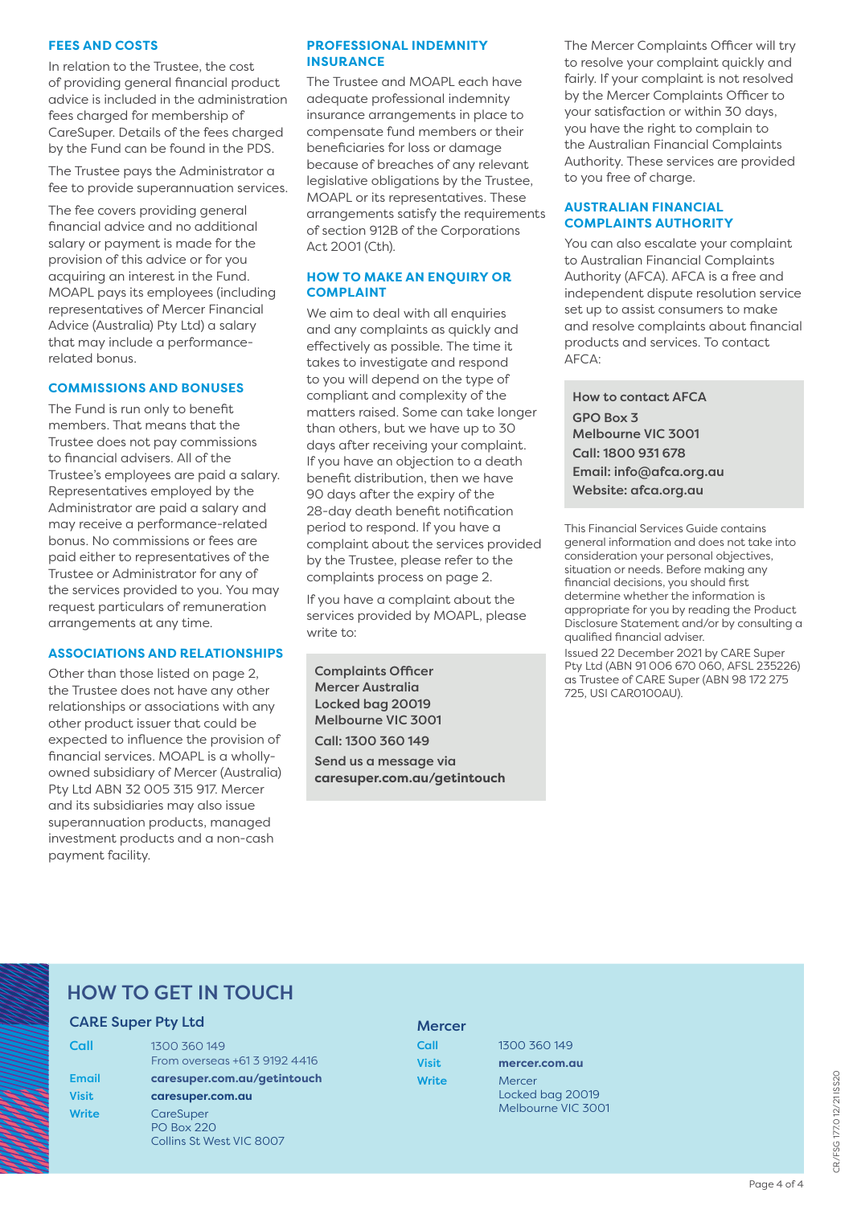## FEES AND COSTS

In relation to the Trustee, the cost of providing general financial product advice is included in the administration fees charged for membership of CareSuper. Details of the fees charged by the Fund can be found in the PDS.

The Trustee pays the Administrator a fee to provide superannuation services.

The fee covers providing general financial advice and no additional salary or payment is made for the provision of this advice or for you acquiring an interest in the Fund. MOAPL pays its employees (including representatives of Mercer Financial Advice (Australia) Pty Ltd) a salary that may include a performance-related bonus.

## COMMISSIONS AND BONUSES

The Fund is run only to benefit members. That means that the Trustee does not pay commissions to financial advisers. All of the Trustee's employees are paid a salary. Representatives employed by the Administrator are paid a salary and may receive a performance-related bonus. No commissions or fees are paid either to representatives of the Trustee or Administrator for any of the services provided to you. You may request particulars of remuneration arrangements at any time.

## ASSOCIATIONS AND RELATIONSHIPS

Other than those listed on page 2, the Trustee does not have any other relationships or associations with any other product issuer that could be expected to influence the provision of financial services. MOAPL is a wholly-owned subsidiary of Mercer (Australia) Pty Ltd ABN 32 005 315 917. Mercer and its subsidiaries may also issue superannuation products, managed investment products and a non-cash payment facility.

## PROFESSIONAL INDEMNITY INSURANCE

The Trustee and MOAPL each have adequate professional indemnity insurance arrangements in place to compensate fund members or their beneficiaries for loss or damage because of breaches of any relevant legislative obligations by the Trustee, MOAPL or its representatives. These arrangements satisfy the requirements of section 912B of the Corporations Act 2001 (Cth).

## HOW TO MAKE AN ENQUIRY OR COMPLAINT

We aim to deal with all enquiries and any complaints as quickly and effectively as possible. The time it takes to investigate and respond to you will depend on the type of compliant and complexity of the matters raised. Some can take longer than others, but we have up to 30 days after receiving your complaint. If you have an objection to a death benefit distribution, then we have 90 days after the expiry of the 28-day death benefit notification period to respond. If you have a complaint about the services provided by the Trustee, please refer to the complaints process on page 2.

If you have a complaint about the services provided by MOAPL, please write to:

**Complaints Officer**
**Mercer Australia**
**Locked bag 20019**
**Melbourne VIC 3001**

**Call: 1300 360 149**

**Send us a message via caresuper.com.au/getintouch**

The Mercer Complaints Officer will try to resolve your complaint quickly and fairly. If your complaint is not resolved by the Mercer Complaints Officer to your satisfaction or within 30 days, you have the right to complain to the Australian Financial Complaints Authority. These services are provided to you free of charge.

## AUSTRALIAN FINANCIAL COMPLAINTS AUTHORITY

You can also escalate your complaint to Australian Financial Complaints Authority (AFCA). AFCA is a free and independent dispute resolution service set up to assist consumers to make and resolve complaints about financial products and services. To contact AFCA:

**How to contact AFCA**

**GPO Box 3**
**Melbourne VIC 3001**
**Call: 1800 931 678**
**Email: info@afca.org.au**
**Website: afca.org.au**

This Financial Services Guide contains general information and does not take into consideration your personal objectives, situation or needs. Before making any financial decisions, you should first determine whether the information is appropriate for you by reading the Product Disclosure Statement and/or by consulting a qualified financial adviser.

Issued 22 December 2021 by CARE Super Pty Ltd (ABN 91 006 670 060, AFSL 235226) as Trustee of CARE Super (ABN 98 172 275 725, USI CAR0100AU).

## HOW TO GET IN TOUCH

### CARE Super Pty Ltd

| | |
|---|---|
| **Call** | 1300 360 149<br>From overseas +61 3 9192 4416 |
| **Email** | **caresuper.com.au/getintouch** |
| **Visit** | **caresuper.com.au** |
| **Write** | CareSuper<br>PO Box 220<br>Collins St West VIC 8007 |

### Mercer

| | |
|---|---|
| **Call** | 1300 360 149 |
| **Visit** | **mercer.com.au** |
| **Write** | Mercer<br>Locked bag 20019<br>Melbourne VIC 3001 |

CR/FSG 17.0 12/21 SS20